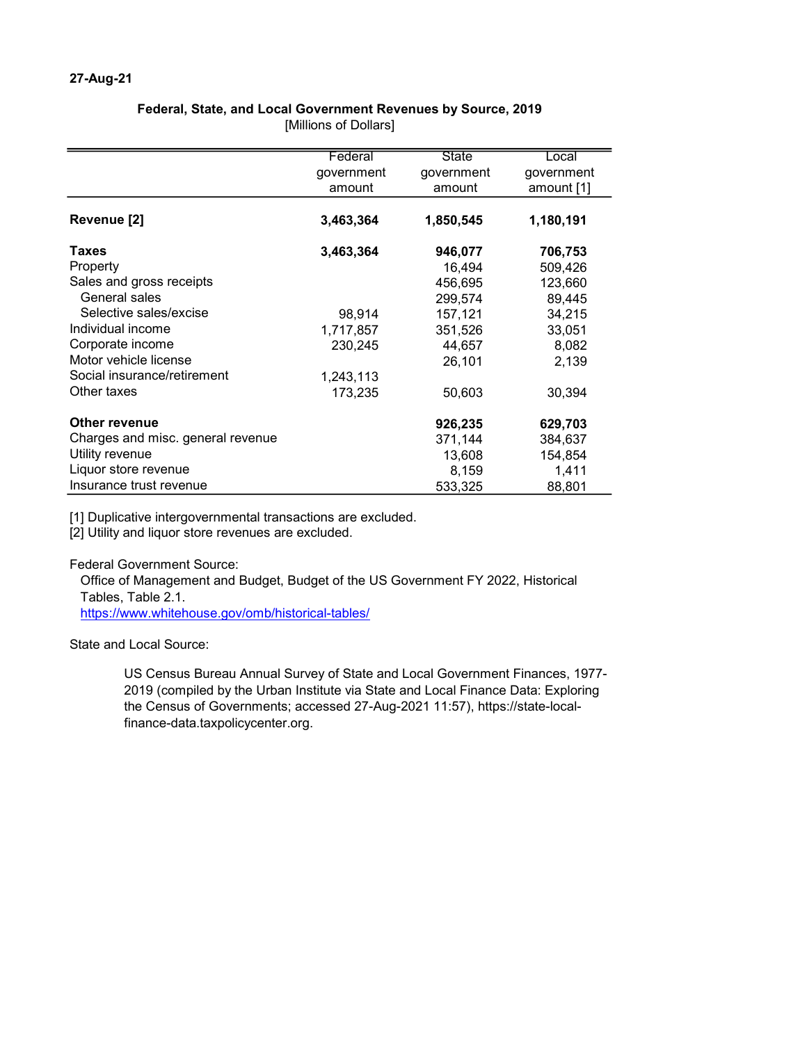27-Aug-21

## Federal, State, and Local Government Revenues by Source, 2019

[Millions of Dollars]

| | Federal government amount | State government amount | Local government amount [1] |
|---|---|---|---|
| **Revenue [2]** | **3,463,364** | **1,850,545** | **1,180,191** |
| **Taxes** | **3,463,364** | **946,077** | **706,753** |
| Property | | 16,494 | 509,426 |
| Sales and gross receipts | | 456,695 | 123,660 |
| General sales | | 299,574 | 89,445 |
| Selective sales/excise | 98,914 | 157,121 | 34,215 |
| Individual income | 1,717,857 | 351,526 | 33,051 |
| Corporate income | 230,245 | 44,657 | 8,082 |
| Motor vehicle license | | 26,101 | 2,139 |
| Social insurance/retirement | 1,243,113 | | |
| Other taxes | 173,235 | 50,603 | 30,394 |
| **Other revenue** | | **926,235** | **629,703** |
| Charges and misc. general revenue | | 371,144 | 384,637 |
| Utility revenue | | 13,608 | 154,854 |
| Liquor store revenue | | 8,159 | 1,411 |
| Insurance trust revenue | | 533,325 | 88,801 |

[1] Duplicative intergovernmental transactions are excluded.
[2] Utility and liquor store revenues are excluded.

Federal Government Source:
Office of Management and Budget, Budget of the US Government FY 2022, Historical Tables, Table 2.1.
https://www.whitehouse.gov/omb/historical-tables/

State and Local Source:

US Census Bureau Annual Survey of State and Local Government Finances, 1977-2019 (compiled by the Urban Institute via State and Local Finance Data: Exploring the Census of Governments; accessed 27-Aug-2021 11:57), https://state-local-finance-data.taxpolicycenter.org.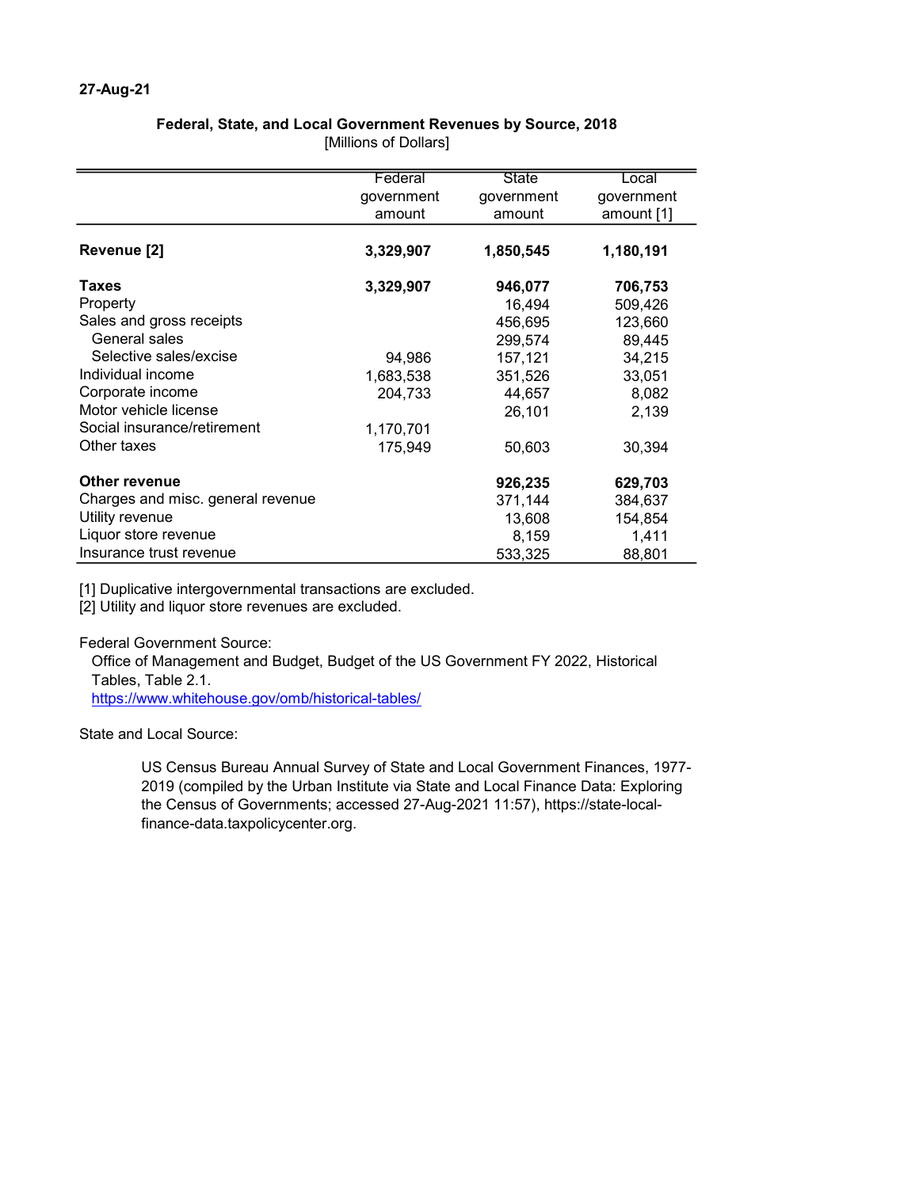27-Aug-21

**Federal, State, and Local Government Revenues by Source, 2018**
[Millions of Dollars]

| | Federal government amount | State government amount | Local government amount [1] |
|---|---|---|---|
| **Revenue [2]** | **3,329,907** | **1,850,545** | **1,180,191** |
| **Taxes** | **3,329,907** | **946,077** | **706,753** |
| Property | | 16,494 | 509,426 |
| Sales and gross receipts | | 456,695 | 123,660 |
| General sales | | 299,574 | 89,445 |
| Selective sales/excise | 94,986 | 157,121 | 34,215 |
| Individual income | 1,683,538 | 351,526 | 33,051 |
| Corporate income | 204,733 | 44,657 | 8,082 |
| Motor vehicle license | | 26,101 | 2,139 |
| Social insurance/retirement | 1,170,701 | | |
| Other taxes | 175,949 | 50,603 | 30,394 |
| **Other revenue** | | **926,235** | **629,703** |
| Charges and misc. general revenue | | 371,144 | 384,637 |
| Utility revenue | | 13,608 | 154,854 |
| Liquor store revenue | | 8,159 | 1,411 |
| Insurance trust revenue | | 533,325 | 88,801 |

[1] Duplicative intergovernmental transactions are excluded.
[2] Utility and liquor store revenues are excluded.

Federal Government Source:
Office of Management and Budget, Budget of the US Government FY 2022, Historical Tables, Table 2.1.
https://www.whitehouse.gov/omb/historical-tables/

State and Local Source:

US Census Bureau Annual Survey of State and Local Government Finances, 1977-2019 (compiled by the Urban Institute via State and Local Finance Data: Exploring the Census of Governments; accessed 27-Aug-2021 11:57), https://state-local-finance-data.taxpolicycenter.org.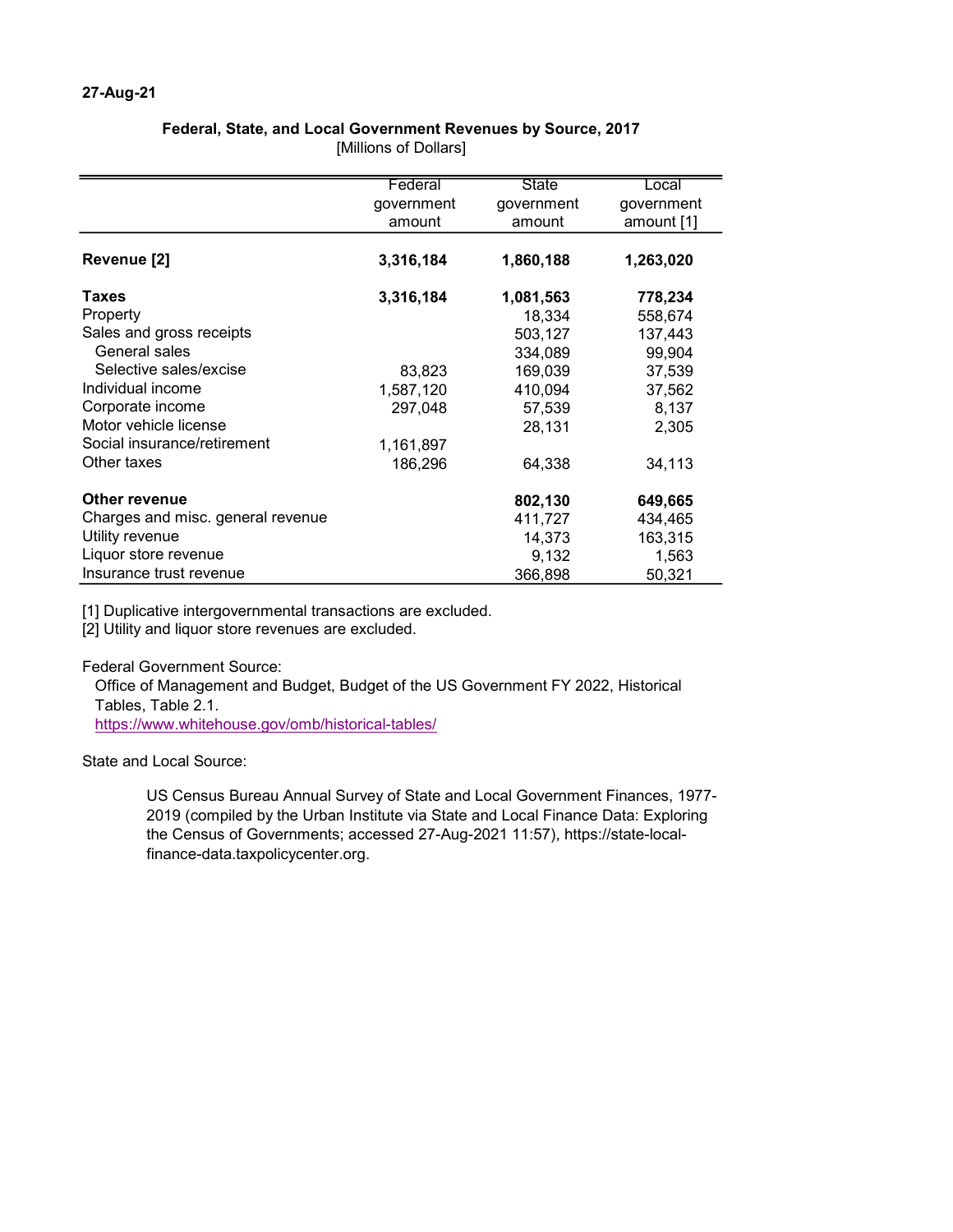27-Aug-21

## Federal, State, and Local Government Revenues by Source, 2017

[Millions of Dollars]

| | Federal government amount | State government amount | Local government amount [1] |
|---|---|---|---|
| **Revenue [2]** | **3,316,184** | **1,860,188** | **1,263,020** |
| **Taxes** | **3,316,184** | **1,081,563** | **778,234** |
| Property | | 18,334 | 558,674 |
| Sales and gross receipts | | 503,127 | 137,443 |
| General sales | | 334,089 | 99,904 |
| Selective sales/excise | 83,823 | 169,039 | 37,539 |
| Individual income | 1,587,120 | 410,094 | 37,562 |
| Corporate income | 297,048 | 57,539 | 8,137 |
| Motor vehicle license | | 28,131 | 2,305 |
| Social insurance/retirement | 1,161,897 | | |
| Other taxes | 186,296 | 64,338 | 34,113 |
| **Other revenue** | | **802,130** | **649,665** |
| Charges and misc. general revenue | | 411,727 | 434,465 |
| Utility revenue | | 14,373 | 163,315 |
| Liquor store revenue | | 9,132 | 1,563 |
| Insurance trust revenue | | 366,898 | 50,321 |

[1] Duplicative intergovernmental transactions are excluded.
[2] Utility and liquor store revenues are excluded.

Federal Government Source:
Office of Management and Budget, Budget of the US Government FY 2022, Historical Tables, Table 2.1.
https://www.whitehouse.gov/omb/historical-tables/

State and Local Source:

US Census Bureau Annual Survey of State and Local Government Finances, 1977-2019 (compiled by the Urban Institute via State and Local Finance Data: Exploring the Census of Governments; accessed 27-Aug-2021 11:57), https://state-local-finance-data.taxpolicycenter.org.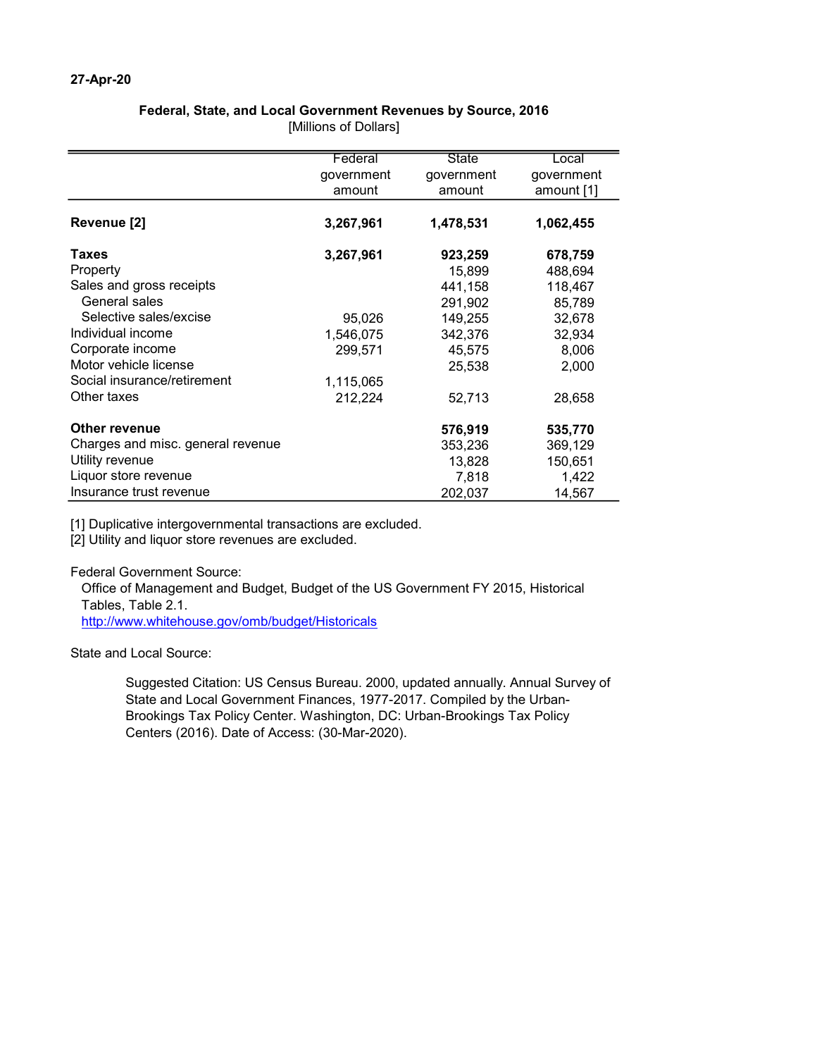27-Apr-20

## Federal, State, and Local Government Revenues by Source, 2016

[Millions of Dollars]

| | Federal government amount | State government amount | Local government amount [1] |
|---|---|---|---|
| **Revenue [2]** | **3,267,961** | **1,478,531** | **1,062,455** |
| **Taxes** | **3,267,961** | **923,259** | **678,759** |
| Property | | 15,899 | 488,694 |
| Sales and gross receipts | | 441,158 | 118,467 |
| General sales | | 291,902 | 85,789 |
| Selective sales/excise | 95,026 | 149,255 | 32,678 |
| Individual income | 1,546,075 | 342,376 | 32,934 |
| Corporate income | 299,571 | 45,575 | 8,006 |
| Motor vehicle license | | 25,538 | 2,000 |
| Social insurance/retirement | 1,115,065 | | |
| Other taxes | 212,224 | 52,713 | 28,658 |
| **Other revenue** | | **576,919** | **535,770** |
| Charges and misc. general revenue | | 353,236 | 369,129 |
| Utility revenue | | 13,828 | 150,651 |
| Liquor store revenue | | 7,818 | 1,422 |
| Insurance trust revenue | | 202,037 | 14,567 |

[1] Duplicative intergovernmental transactions are excluded.
[2] Utility and liquor store revenues are excluded.

Federal Government Source:
Office of Management and Budget, Budget of the US Government FY 2015, Historical Tables, Table 2.1.
http://www.whitehouse.gov/omb/budget/Historicals

State and Local Source:

Suggested Citation: US Census Bureau. 2000, updated annually. Annual Survey of State and Local Government Finances, 1977-2017. Compiled by the Urban-Brookings Tax Policy Center. Washington, DC: Urban-Brookings Tax Policy Centers (2016). Date of Access: (30-Mar-2020).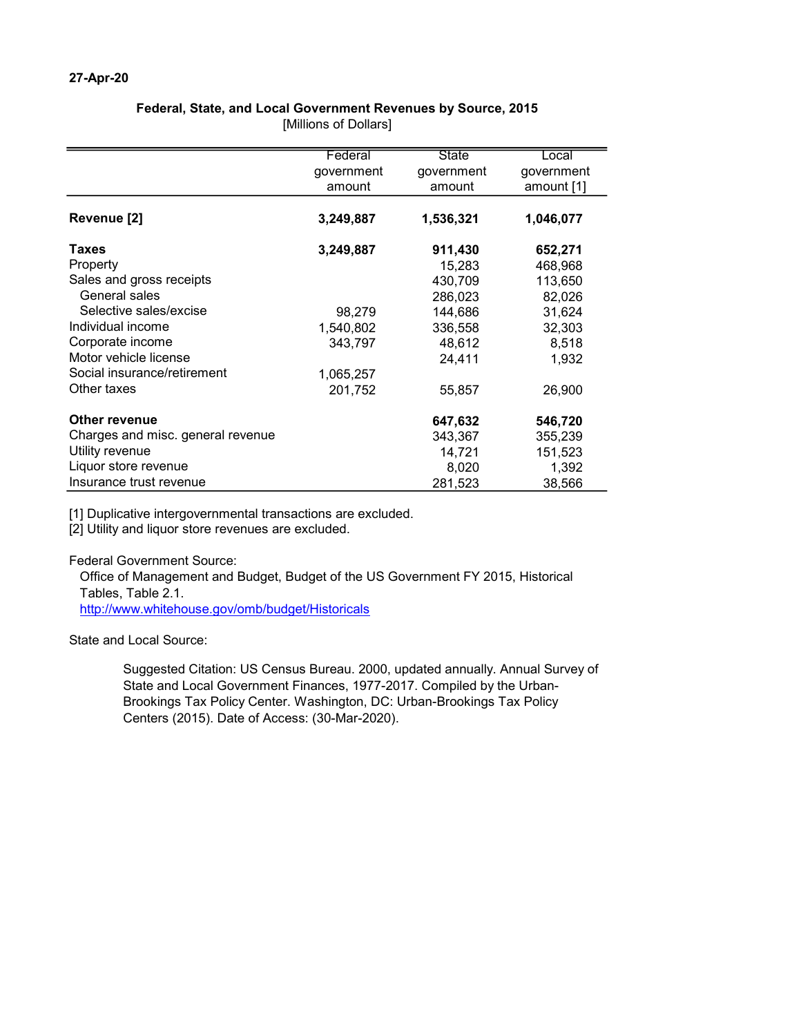27-Apr-20

## Federal, State, and Local Government Revenues by Source, 2015

[Millions of Dollars]

| | Federal government amount | State government amount | Local government amount [1] |
|---|---|---|---|
| **Revenue [2]** | **3,249,887** | **1,536,321** | **1,046,077** |
| **Taxes** | **3,249,887** | **911,430** | **652,271** |
| Property | | 15,283 | 468,968 |
| Sales and gross receipts | | 430,709 | 113,650 |
| General sales | | 286,023 | 82,026 |
| Selective sales/excise | 98,279 | 144,686 | 31,624 |
| Individual income | 1,540,802 | 336,558 | 32,303 |
| Corporate income | 343,797 | 48,612 | 8,518 |
| Motor vehicle license | | 24,411 | 1,932 |
| Social insurance/retirement | 1,065,257 | | |
| Other taxes | 201,752 | 55,857 | 26,900 |
| **Other revenue** | | **647,632** | **546,720** |
| Charges and misc. general revenue | | 343,367 | 355,239 |
| Utility revenue | | 14,721 | 151,523 |
| Liquor store revenue | | 8,020 | 1,392 |
| Insurance trust revenue | | 281,523 | 38,566 |

[1] Duplicative intergovernmental transactions are excluded.
[2] Utility and liquor store revenues are excluded.

Federal Government Source:
Office of Management and Budget, Budget of the US Government FY 2015, Historical Tables, Table 2.1.
http://www.whitehouse.gov/omb/budget/Historicals

State and Local Source:

Suggested Citation: US Census Bureau. 2000, updated annually. Annual Survey of State and Local Government Finances, 1977-2017. Compiled by the Urban-Brookings Tax Policy Center. Washington, DC: Urban-Brookings Tax Policy Centers (2015). Date of Access: (30-Mar-2020).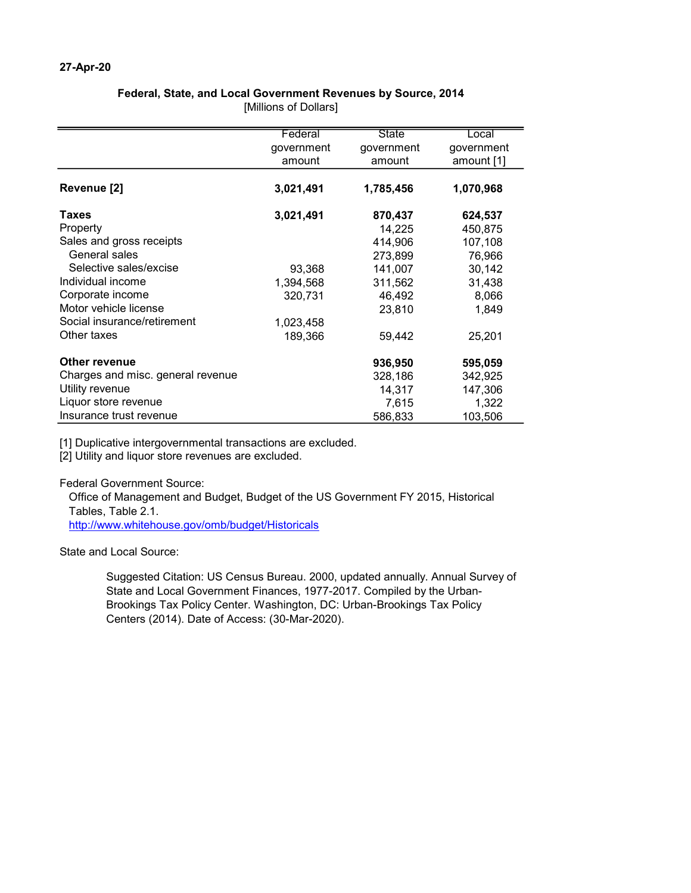27-Apr-20

**Federal, State, and Local Government Revenues by Source, 2014**
[Millions of Dollars]

| | Federal government amount | State government amount | Local government amount [1] |
|---|---|---|---|
| **Revenue [2]** | **3,021,491** | **1,785,456** | **1,070,968** |
| **Taxes** | **3,021,491** | **870,437** | **624,537** |
| Property | | 14,225 | 450,875 |
| Sales and gross receipts | | 414,906 | 107,108 |
| General sales | | 273,899 | 76,966 |
| Selective sales/excise | 93,368 | 141,007 | 30,142 |
| Individual income | 1,394,568 | 311,562 | 31,438 |
| Corporate income | 320,731 | 46,492 | 8,066 |
| Motor vehicle license | | 23,810 | 1,849 |
| Social insurance/retirement | 1,023,458 | | |
| Other taxes | 189,366 | 59,442 | 25,201 |
| **Other revenue** | | **936,950** | **595,059** |
| Charges and misc. general revenue | | 328,186 | 342,925 |
| Utility revenue | | 14,317 | 147,306 |
| Liquor store revenue | | 7,615 | 1,322 |
| Insurance trust revenue | | 586,833 | 103,506 |

[1] Duplicative intergovernmental transactions are excluded.
[2] Utility and liquor store revenues are excluded.

Federal Government Source:
Office of Management and Budget, Budget of the US Government FY 2015, Historical Tables, Table 2.1.
http://www.whitehouse.gov/omb/budget/Historicals

State and Local Source:

Suggested Citation: US Census Bureau. 2000, updated annually. Annual Survey of State and Local Government Finances, 1977-2017. Compiled by the Urban-Brookings Tax Policy Center. Washington, DC: Urban-Brookings Tax Policy Centers (2014). Date of Access: (30-Mar-2020).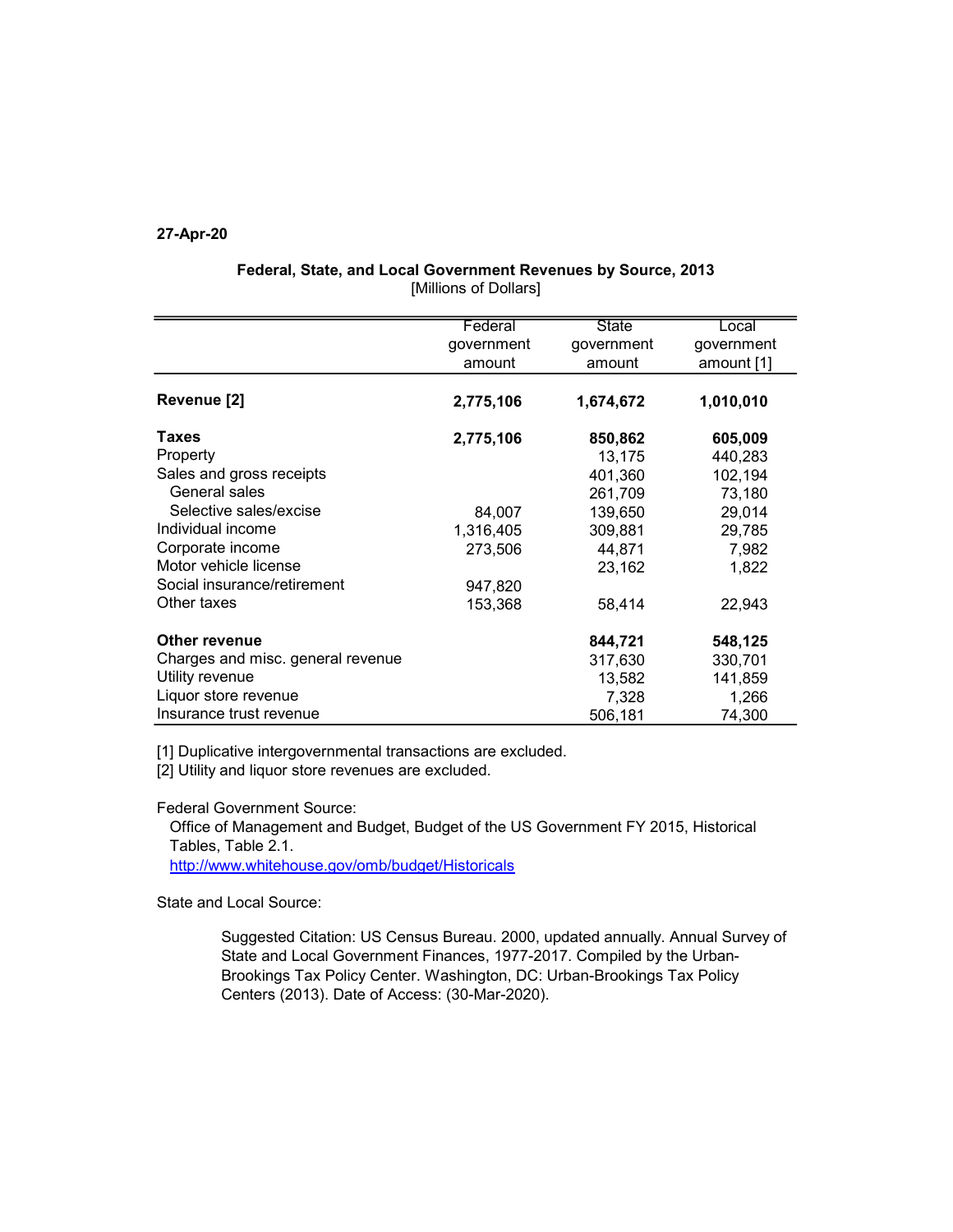27-Apr-20

## Federal, State, and Local Government Revenues by Source, 2013

[Millions of Dollars]

| | Federal government amount | State government amount | Local government amount [1] |
|---|---|---|---|
| **Revenue [2]** | **2,775,106** | **1,674,672** | **1,010,010** |
| **Taxes** | **2,775,106** | **850,862** | **605,009** |
| Property | | 13,175 | 440,283 |
| Sales and gross receipts | | 401,360 | 102,194 |
| General sales | | 261,709 | 73,180 |
| Selective sales/excise | 84,007 | 139,650 | 29,014 |
| Individual income | 1,316,405 | 309,881 | 29,785 |
| Corporate income | 273,506 | 44,871 | 7,982 |
| Motor vehicle license | | 23,162 | 1,822 |
| Social insurance/retirement | 947,820 | | |
| Other taxes | 153,368 | 58,414 | 22,943 |
| **Other revenue** | | **844,721** | **548,125** |
| Charges and misc. general revenue | | 317,630 | 330,701 |
| Utility revenue | | 13,582 | 141,859 |
| Liquor store revenue | | 7,328 | 1,266 |
| Insurance trust revenue | | 506,181 | 74,300 |

[1] Duplicative intergovernmental transactions are excluded.

[2] Utility and liquor store revenues are excluded.

Federal Government Source:

Office of Management and Budget, Budget of the US Government FY 2015, Historical Tables, Table 2.1.
http://www.whitehouse.gov/omb/budget/Historicals

State and Local Source:

Suggested Citation: US Census Bureau. 2000, updated annually. Annual Survey of State and Local Government Finances, 1977-2017. Compiled by the Urban-Brookings Tax Policy Center. Washington, DC: Urban-Brookings Tax Policy Centers (2013). Date of Access: (30-Mar-2020).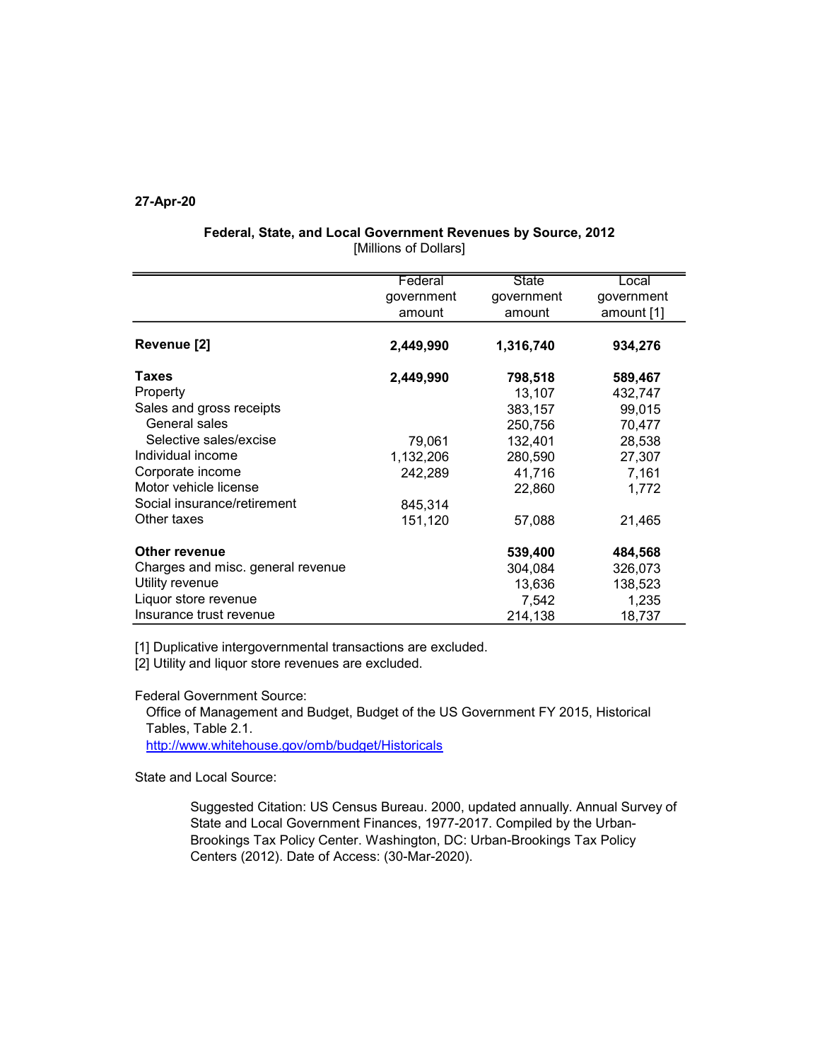27-Apr-20

**Federal, State, and Local Government Revenues by Source, 2012**
[Millions of Dollars]

| | Federal government amount | State government amount | Local government amount [1] |
|---|---|---|---|
| **Revenue [2]** | **2,449,990** | **1,316,740** | **934,276** |
| **Taxes** | **2,449,990** | **798,518** | **589,467** |
| Property | | 13,107 | 432,747 |
| Sales and gross receipts | | 383,157 | 99,015 |
| General sales | | 250,756 | 70,477 |
| Selective sales/excise | 79,061 | 132,401 | 28,538 |
| Individual income | 1,132,206 | 280,590 | 27,307 |
| Corporate income | 242,289 | 41,716 | 7,161 |
| Motor vehicle license | | 22,860 | 1,772 |
| Social insurance/retirement | 845,314 | | |
| Other taxes | 151,120 | 57,088 | 21,465 |
| **Other revenue** | | **539,400** | **484,568** |
| Charges and misc. general revenue | | 304,084 | 326,073 |
| Utility revenue | | 13,636 | 138,523 |
| Liquor store revenue | | 7,542 | 1,235 |
| Insurance trust revenue | | 214,138 | 18,737 |

[1] Duplicative intergovernmental transactions are excluded.
[2] Utility and liquor store revenues are excluded.

Federal Government Source:
Office of Management and Budget, Budget of the US Government FY 2015, Historical Tables, Table 2.1.
http://www.whitehouse.gov/omb/budget/Historicals

State and Local Source:

Suggested Citation: US Census Bureau. 2000, updated annually. Annual Survey of State and Local Government Finances, 1977-2017. Compiled by the Urban-Brookings Tax Policy Center. Washington, DC: Urban-Brookings Tax Policy Centers (2012). Date of Access: (30-Mar-2020).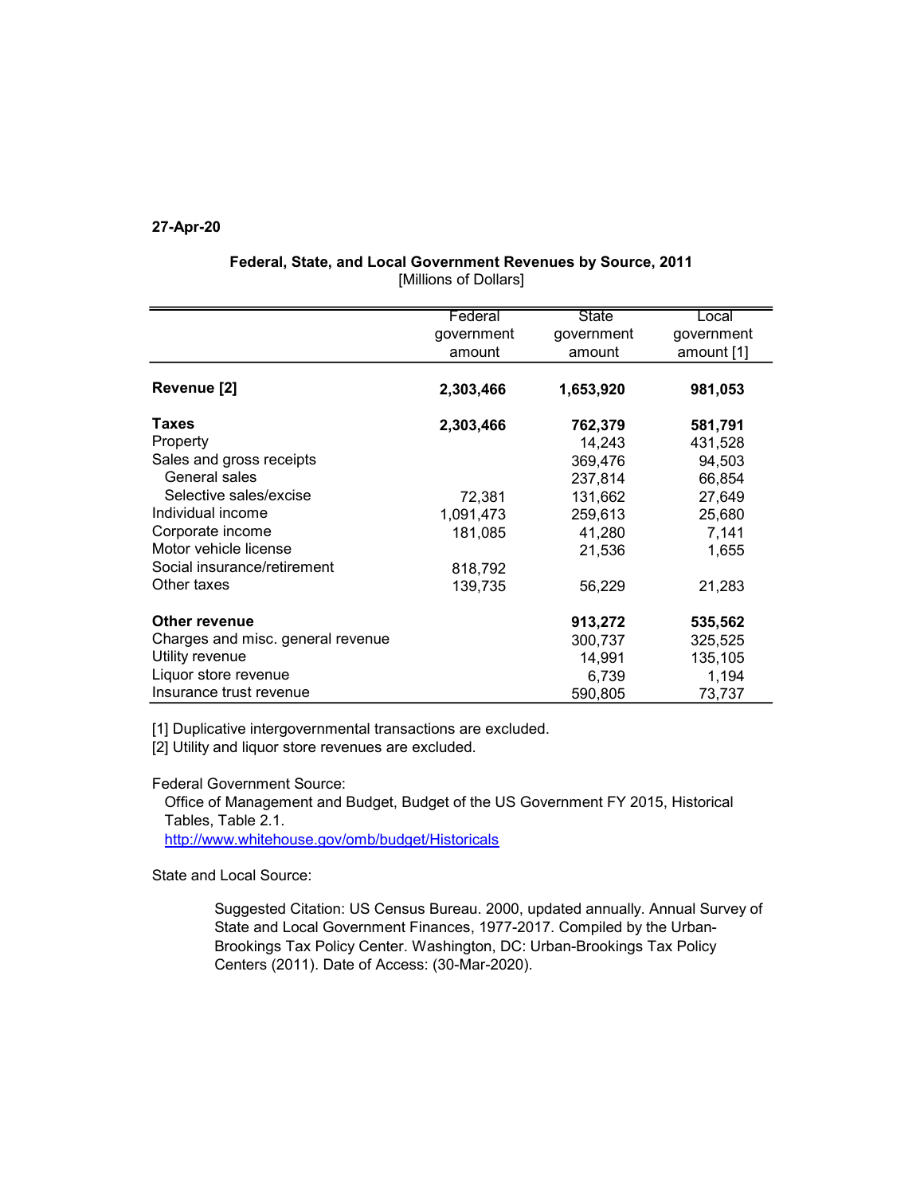27-Apr-20

**Federal, State, and Local Government Revenues by Source, 2011**
[Millions of Dollars]

| | Federal government amount | State government amount | Local government amount [1] |
|---|---|---|---|
| **Revenue [2]** | **2,303,466** | **1,653,920** | **981,053** |
| **Taxes** | **2,303,466** | **762,379** | **581,791** |
| Property | | 14,243 | 431,528 |
| Sales and gross receipts | | 369,476 | 94,503 |
| General sales | | 237,814 | 66,854 |
| Selective sales/excise | 72,381 | 131,662 | 27,649 |
| Individual income | 1,091,473 | 259,613 | 25,680 |
| Corporate income | 181,085 | 41,280 | 7,141 |
| Motor vehicle license | | 21,536 | 1,655 |
| Social insurance/retirement | 818,792 | | |
| Other taxes | 139,735 | 56,229 | 21,283 |
| **Other revenue** | | **913,272** | **535,562** |
| Charges and misc. general revenue | | 300,737 | 325,525 |
| Utility revenue | | 14,991 | 135,105 |
| Liquor store revenue | | 6,739 | 1,194 |
| Insurance trust revenue | | 590,805 | 73,737 |

[1] Duplicative intergovernmental transactions are excluded.
[2] Utility and liquor store revenues are excluded.

Federal Government Source:
Office of Management and Budget, Budget of the US Government FY 2015, Historical Tables, Table 2.1.
http://www.whitehouse.gov/omb/budget/Historicals

State and Local Source:

Suggested Citation: US Census Bureau. 2000, updated annually. Annual Survey of State and Local Government Finances, 1977-2017. Compiled by the Urban-Brookings Tax Policy Center. Washington, DC: Urban-Brookings Tax Policy Centers (2011). Date of Access: (30-Mar-2020).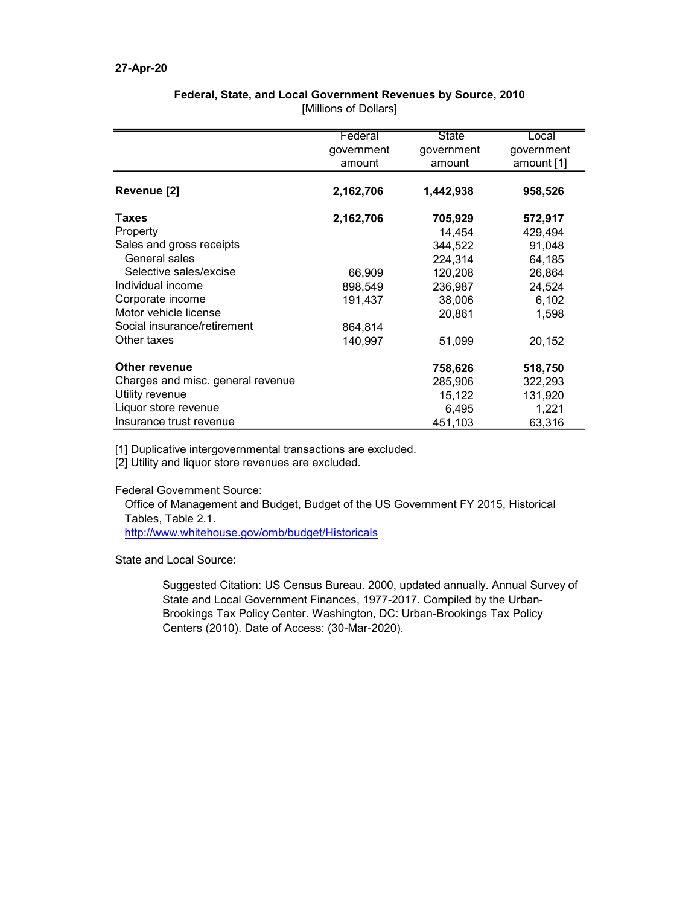27-Apr-20

**Federal, State, and Local Government Revenues by Source, 2010**
[Millions of Dollars]

| | Federal government amount | State government amount | Local government amount [1] |
|---|---|---|---|
| **Revenue [2]** | **2,162,706** | **1,442,938** | **958,526** |
| **Taxes** | **2,162,706** | **705,929** | **572,917** |
| Property | | 14,454 | 429,494 |
| Sales and gross receipts | | 344,522 | 91,048 |
| General sales | | 224,314 | 64,185 |
| Selective sales/excise | 66,909 | 120,208 | 26,864 |
| Individual income | 898,549 | 236,987 | 24,524 |
| Corporate income | 191,437 | 38,006 | 6,102 |
| Motor vehicle license | | 20,861 | 1,598 |
| Social insurance/retirement | 864,814 | | |
| Other taxes | 140,997 | 51,099 | 20,152 |
| **Other revenue** | | **758,626** | **518,750** |
| Charges and misc. general revenue | | 285,906 | 322,293 |
| Utility revenue | | 15,122 | 131,920 |
| Liquor store revenue | | 6,495 | 1,221 |
| Insurance trust revenue | | 451,103 | 63,316 |

[1] Duplicative intergovernmental transactions are excluded.
[2] Utility and liquor store revenues are excluded.

Federal Government Source:
Office of Management and Budget, Budget of the US Government FY 2015, Historical Tables, Table 2.1.
http://www.whitehouse.gov/omb/budget/Historicals

State and Local Source:

Suggested Citation: US Census Bureau. 2000, updated annually. Annual Survey of State and Local Government Finances, 1977-2017. Compiled by the Urban-Brookings Tax Policy Center. Washington, DC: Urban-Brookings Tax Policy Centers (2010). Date of Access: (30-Mar-2020).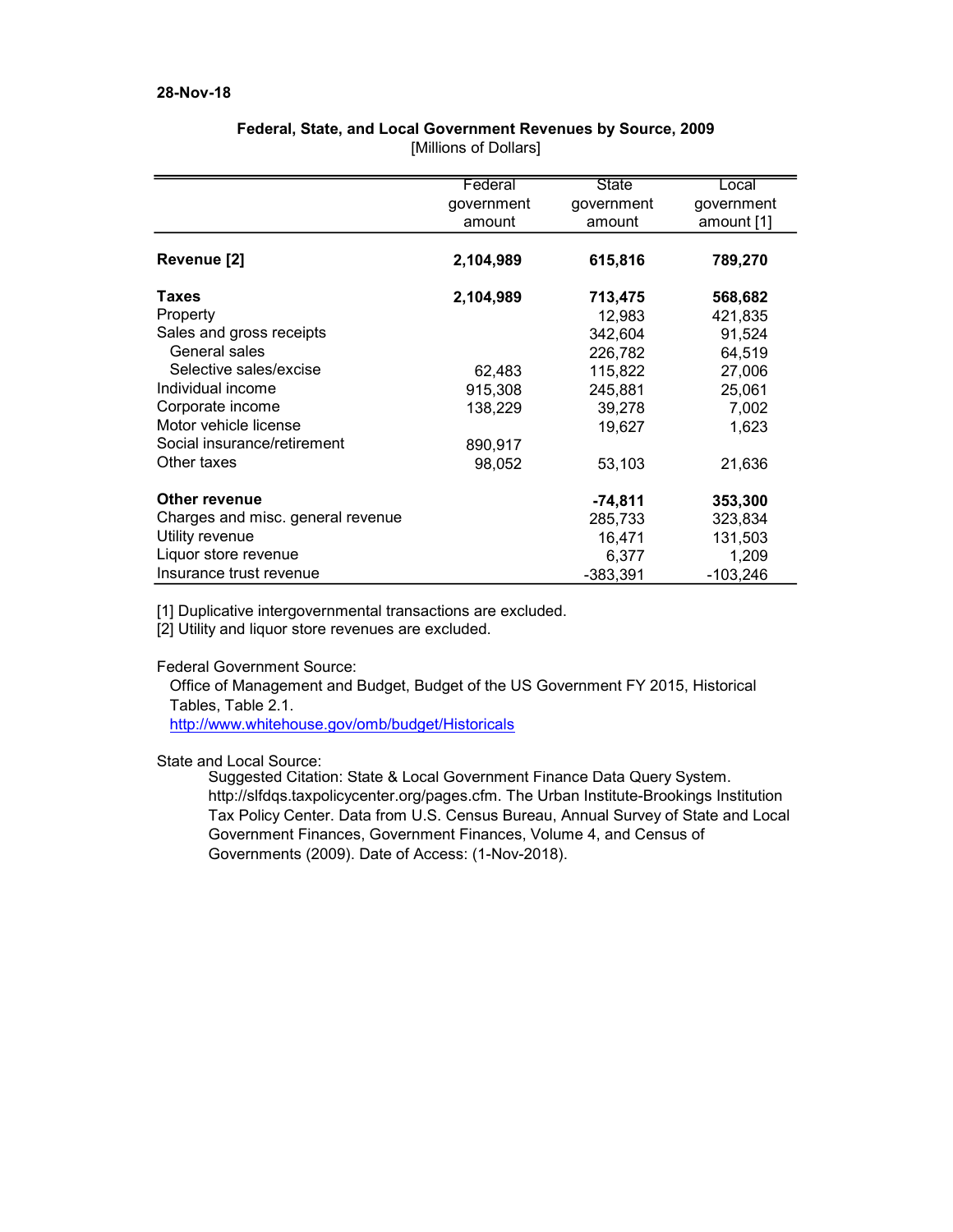28-Nov-18

## Federal, State, and Local Government Revenues by Source, 2009

[Millions of Dollars]

| | Federal government amount | State government amount | Local government amount [1] |
|---|---|---|---|
| **Revenue [2]** | **2,104,989** | **615,816** | **789,270** |
| **Taxes** | **2,104,989** | **713,475** | **568,682** |
| Property | | 12,983 | 421,835 |
| Sales and gross receipts | | 342,604 | 91,524 |
| General sales | | 226,782 | 64,519 |
| Selective sales/excise | 62,483 | 115,822 | 27,006 |
| Individual income | 915,308 | 245,881 | 25,061 |
| Corporate income | 138,229 | 39,278 | 7,002 |
| Motor vehicle license | | 19,627 | 1,623 |
| Social insurance/retirement | 890,917 | | |
| Other taxes | 98,052 | 53,103 | 21,636 |
| **Other revenue** | | **-74,811** | **353,300** |
| Charges and misc. general revenue | | 285,733 | 323,834 |
| Utility revenue | | 16,471 | 131,503 |
| Liquor store revenue | | 6,377 | 1,209 |
| Insurance trust revenue | | -383,391 | -103,246 |

[1] Duplicative intergovernmental transactions are excluded.

[2] Utility and liquor store revenues are excluded.

Federal Government Source:

Office of Management and Budget, Budget of the US Government FY 2015, Historical Tables, Table 2.1.
http://www.whitehouse.gov/omb/budget/Historicals

State and Local Source:

Suggested Citation: State & Local Government Finance Data Query System. http://slfdqs.taxpolicycenter.org/pages.cfm. The Urban Institute-Brookings Institution Tax Policy Center. Data from U.S. Census Bureau, Annual Survey of State and Local Government Finances, Government Finances, Volume 4, and Census of Governments (2009). Date of Access: (1-Nov-2018).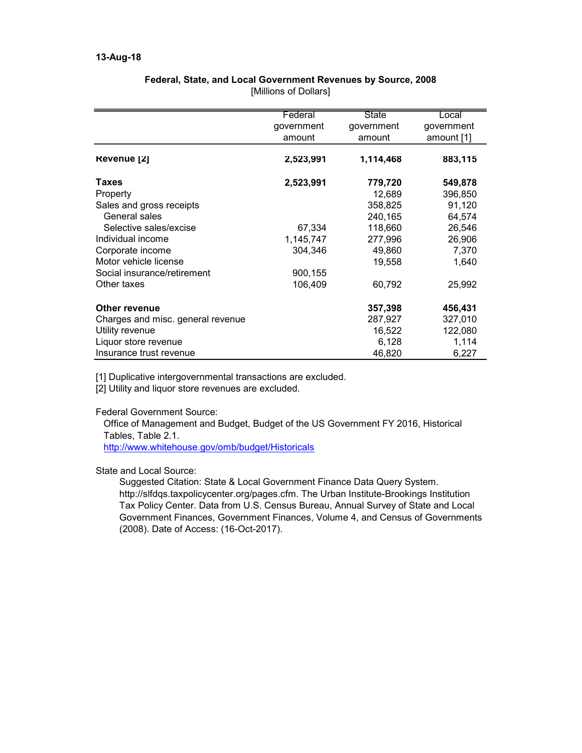13-Aug-18

## Federal, State, and Local Government Revenues by Source, 2008

[Millions of Dollars]

| | Federal government amount | State government amount | Local government amount [1] |
|---|---|---|---|
| **Revenue [2]** | **2,523,991** | **1,114,468** | **883,115** |
| **Taxes** | **2,523,991** | **779,720** | **549,878** |
| Property | | 12,689 | 396,850 |
| Sales and gross receipts | | 358,825 | 91,120 |
| General sales | | 240,165 | 64,574 |
| Selective sales/excise | 67,334 | 118,660 | 26,546 |
| Individual income | 1,145,747 | 277,996 | 26,906 |
| Corporate income | 304,346 | 49,860 | 7,370 |
| Motor vehicle license | | 19,558 | 1,640 |
| Social insurance/retirement | 900,155 | | |
| Other taxes | 106,409 | 60,792 | 25,992 |
| **Other revenue** | | **357,398** | **456,431** |
| Charges and misc. general revenue | | 287,927 | 327,010 |
| Utility revenue | | 16,522 | 122,080 |
| Liquor store revenue | | 6,128 | 1,114 |
| Insurance trust revenue | | 46,820 | 6,227 |

[1] Duplicative intergovernmental transactions are excluded.

[2] Utility and liquor store revenues are excluded.

Federal Government Source:

Office of Management and Budget, Budget of the US Government FY 2016, Historical Tables, Table 2.1.
http://www.whitehouse.gov/omb/budget/Historicals

State and Local Source:

Suggested Citation: State & Local Government Finance Data Query System. http://slfdqs.taxpolicycenter.org/pages.cfm. The Urban Institute-Brookings Institution Tax Policy Center. Data from U.S. Census Bureau, Annual Survey of State and Local Government Finances, Government Finances, Volume 4, and Census of Governments (2008). Date of Access: (16-Oct-2017).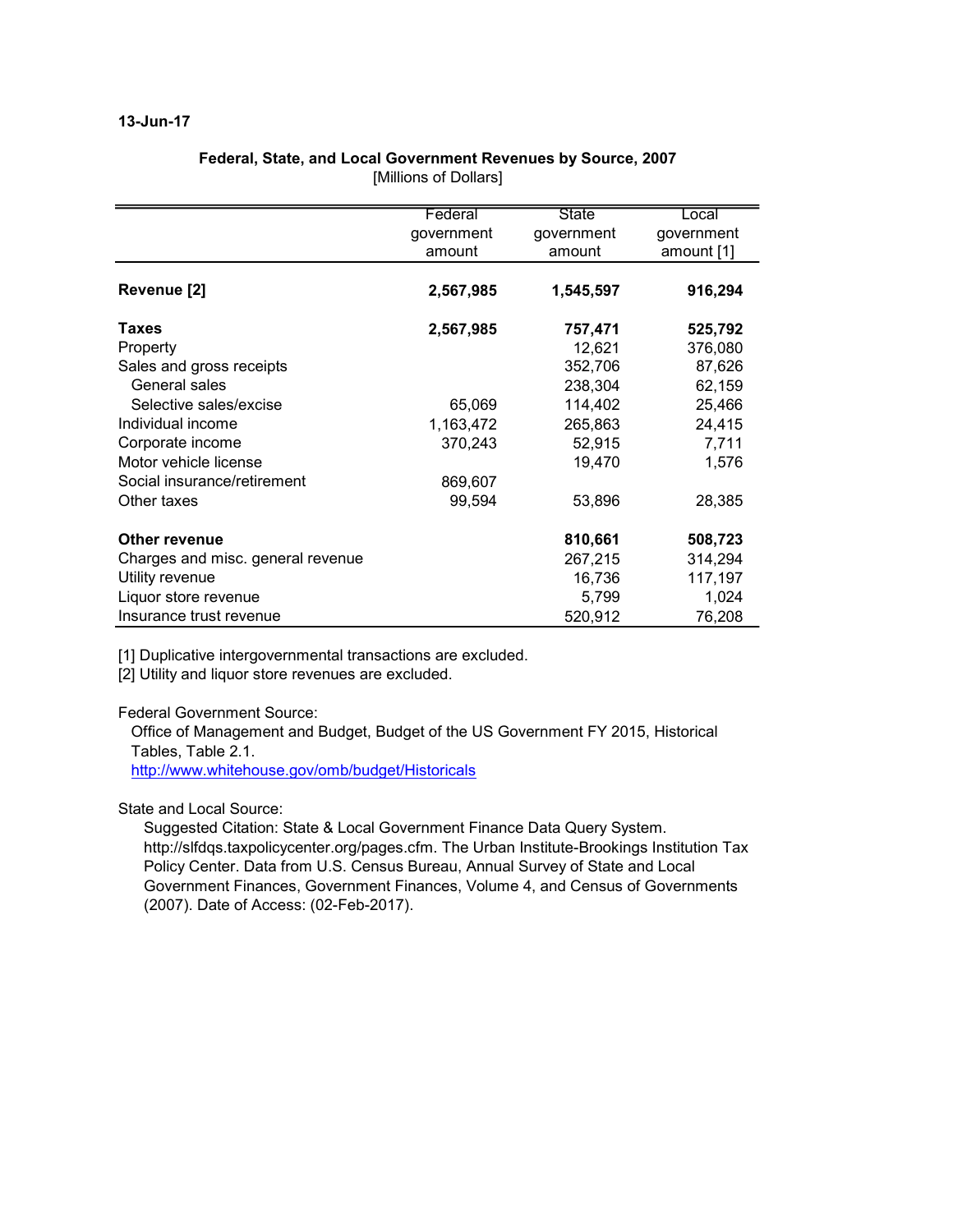13-Jun-17

**Federal, State, and Local Government Revenues by Source, 2007**
[Millions of Dollars]

| | Federal government amount | State government amount | Local government amount [1] |
|---|---|---|---|
| **Revenue [2]** | **2,567,985** | **1,545,597** | **916,294** |
| **Taxes** | **2,567,985** | **757,471** | **525,792** |
| Property | | 12,621 | 376,080 |
| Sales and gross receipts | | 352,706 | 87,626 |
| General sales | | 238,304 | 62,159 |
| Selective sales/excise | 65,069 | 114,402 | 25,466 |
| Individual income | 1,163,472 | 265,863 | 24,415 |
| Corporate income | 370,243 | 52,915 | 7,711 |
| Motor vehicle license | | 19,470 | 1,576 |
| Social insurance/retirement | 869,607 | | |
| Other taxes | 99,594 | 53,896 | 28,385 |
| **Other revenue** | | **810,661** | **508,723** |
| Charges and misc. general revenue | | 267,215 | 314,294 |
| Utility revenue | | 16,736 | 117,197 |
| Liquor store revenue | | 5,799 | 1,024 |
| Insurance trust revenue | | 520,912 | 76,208 |

[1] Duplicative intergovernmental transactions are excluded.
[2] Utility and liquor store revenues are excluded.

Federal Government Source:
Office of Management and Budget, Budget of the US Government FY 2015, Historical Tables, Table 2.1.
http://www.whitehouse.gov/omb/budget/Historicals

State and Local Source:
Suggested Citation: State & Local Government Finance Data Query System. http://slfdqs.taxpolicycenter.org/pages.cfm. The Urban Institute-Brookings Institution Tax Policy Center. Data from U.S. Census Bureau, Annual Survey of State and Local Government Finances, Government Finances, Volume 4, and Census of Governments (2007). Date of Access: (02-Feb-2017).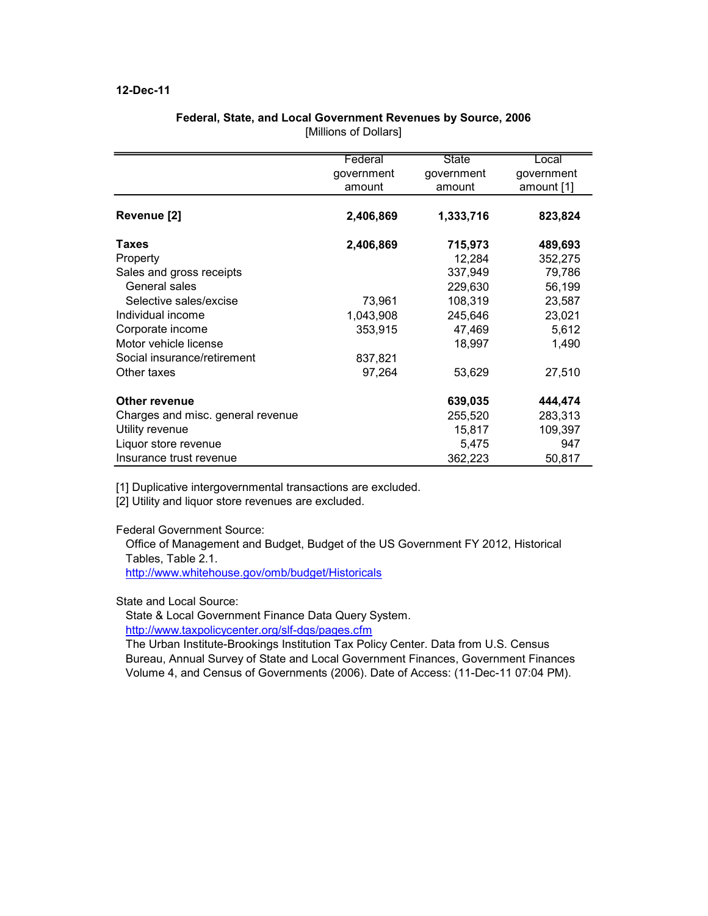12-Dec-11

**Federal, State, and Local Government Revenues by Source, 2006**
[Millions of Dollars]

| | Federal government amount | State government amount | Local government amount [1] |
|---|---|---|---|
| **Revenue [2]** | **2,406,869** | **1,333,716** | **823,824** |
| **Taxes** | **2,406,869** | **715,973** | **489,693** |
| Property | | 12,284 | 352,275 |
| Sales and gross receipts | | 337,949 | 79,786 |
| General sales | | 229,630 | 56,199 |
| Selective sales/excise | 73,961 | 108,319 | 23,587 |
| Individual income | 1,043,908 | 245,646 | 23,021 |
| Corporate income | 353,915 | 47,469 | 5,612 |
| Motor vehicle license | | 18,997 | 1,490 |
| Social insurance/retirement | 837,821 | | |
| Other taxes | 97,264 | 53,629 | 27,510 |
| **Other revenue** | | **639,035** | **444,474** |
| Charges and misc. general revenue | | 255,520 | 283,313 |
| Utility revenue | | 15,817 | 109,397 |
| Liquor store revenue | | 5,475 | 947 |
| Insurance trust revenue | | 362,223 | 50,817 |

[1] Duplicative intergovernmental transactions are excluded.
[2] Utility and liquor store revenues are excluded.

Federal Government Source:
Office of Management and Budget, Budget of the US Government FY 2012, Historical Tables, Table 2.1.
http://www.whitehouse.gov/omb/budget/Historicals

State and Local Source:
State & Local Government Finance Data Query System.
http://www.taxpolicycenter.org/slf-dqs/pages.cfm
The Urban Institute-Brookings Institution Tax Policy Center. Data from U.S. Census Bureau, Annual Survey of State and Local Government Finances, Government Finances Volume 4, and Census of Governments (2006). Date of Access: (11-Dec-11 07:04 PM).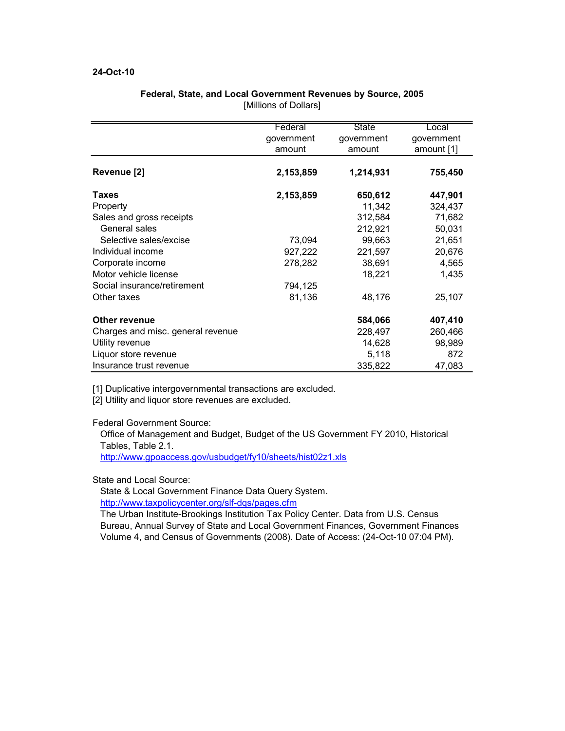24-Oct-10

**Federal, State, and Local Government Revenues by Source, 2005**
[Millions of Dollars]

| | Federal government amount | State government amount | Local government amount [1] |
|---|---|---|---|
| **Revenue [2]** | **2,153,859** | **1,214,931** | **755,450** |
| **Taxes** | **2,153,859** | **650,612** | **447,901** |
| Property | | 11,342 | 324,437 |
| Sales and gross receipts | | 312,584 | 71,682 |
| General sales | | 212,921 | 50,031 |
| Selective sales/excise | 73,094 | 99,663 | 21,651 |
| Individual income | 927,222 | 221,597 | 20,676 |
| Corporate income | 278,282 | 38,691 | 4,565 |
| Motor vehicle license | | 18,221 | 1,435 |
| Social insurance/retirement | 794,125 | | |
| Other taxes | 81,136 | 48,176 | 25,107 |
| **Other revenue** | | **584,066** | **407,410** |
| Charges and misc. general revenue | | 228,497 | 260,466 |
| Utility revenue | | 14,628 | 98,989 |
| Liquor store revenue | | 5,118 | 872 |
| Insurance trust revenue | | 335,822 | 47,083 |

[1] Duplicative intergovernmental transactions are excluded.
[2] Utility and liquor store revenues are excluded.

Federal Government Source:
Office of Management and Budget, Budget of the US Government FY 2010, Historical Tables, Table 2.1.
http://www.gpoaccess.gov/usbudget/fy10/sheets/hist02z1.xls

State and Local Source:
State & Local Government Finance Data Query System.
http://www.taxpolicycenter.org/slf-dqs/pages.cfm
The Urban Institute-Brookings Institution Tax Policy Center. Data from U.S. Census Bureau, Annual Survey of State and Local Government Finances, Government Finances Volume 4, and Census of Governments (2008). Date of Access: (24-Oct-10 07:04 PM).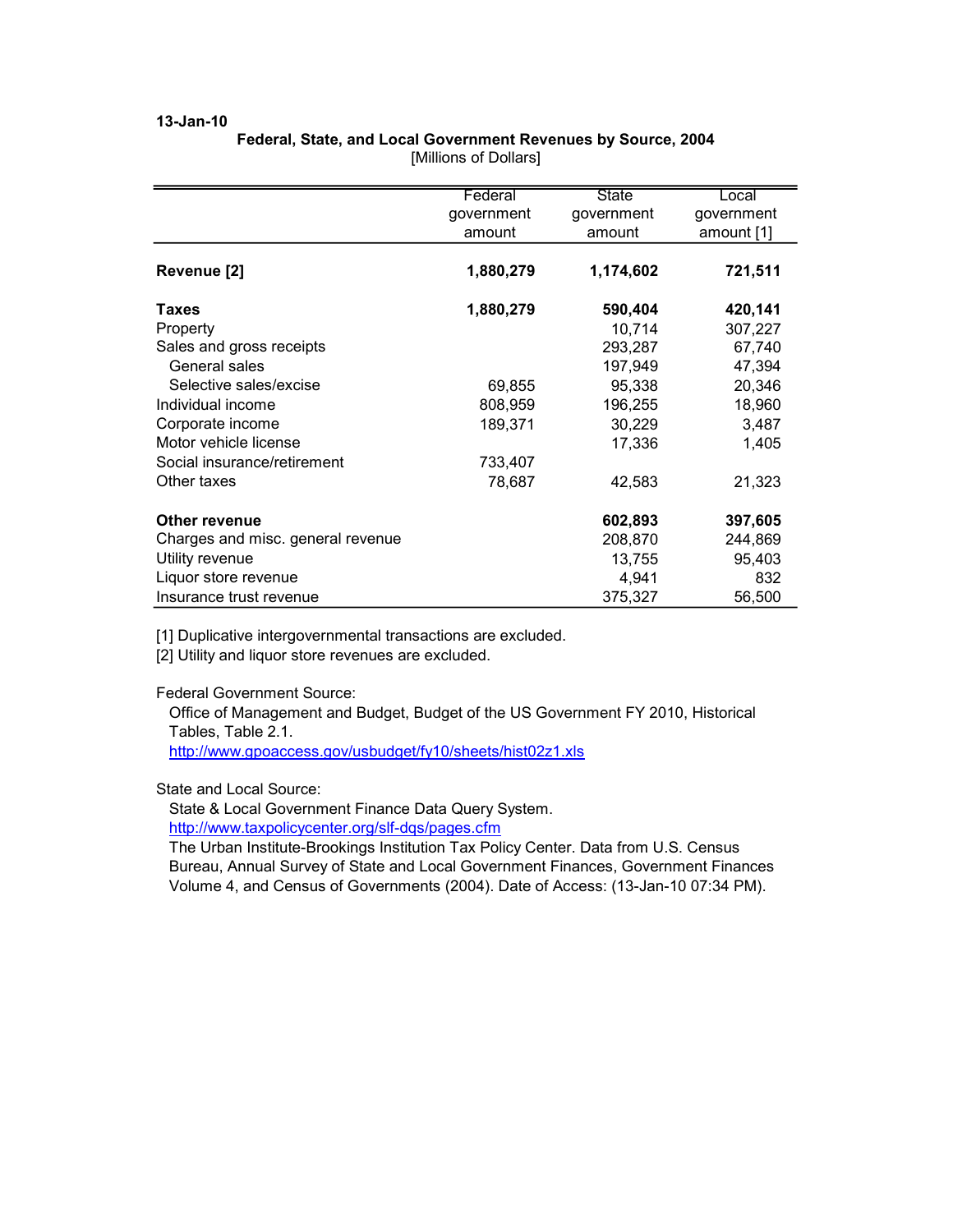13-Jan-10

**Federal, State, and Local Government Revenues by Source, 2004**
[Millions of Dollars]

| | Federal government amount | State government amount | Local government amount [1] |
|---|---|---|---|
| **Revenue [2]** | **1,880,279** | **1,174,602** | **721,511** |
| **Taxes** | **1,880,279** | **590,404** | **420,141** |
| Property | | 10,714 | 307,227 |
| Sales and gross receipts | | 293,287 | 67,740 |
| General sales | | 197,949 | 47,394 |
| Selective sales/excise | 69,855 | 95,338 | 20,346 |
| Individual income | 808,959 | 196,255 | 18,960 |
| Corporate income | 189,371 | 30,229 | 3,487 |
| Motor vehicle license | | 17,336 | 1,405 |
| Social insurance/retirement | 733,407 | | |
| Other taxes | 78,687 | 42,583 | 21,323 |
| **Other revenue** | | **602,893** | **397,605** |
| Charges and misc. general revenue | | 208,870 | 244,869 |
| Utility revenue | | 13,755 | 95,403 |
| Liquor store revenue | | 4,941 | 832 |
| Insurance trust revenue | | 375,327 | 56,500 |

[1] Duplicative intergovernmental transactions are excluded.
[2] Utility and liquor store revenues are excluded.

Federal Government Source:
Office of Management and Budget, Budget of the US Government FY 2010, Historical Tables, Table 2.1.
http://www.gpoaccess.gov/usbudget/fy10/sheets/hist02z1.xls

State and Local Source:
State & Local Government Finance Data Query System.
http://www.taxpolicycenter.org/slf-dqs/pages.cfm
The Urban Institute-Brookings Institution Tax Policy Center. Data from U.S. Census Bureau, Annual Survey of State and Local Government Finances, Government Finances Volume 4, and Census of Governments (2004). Date of Access: (13-Jan-10 07:34 PM).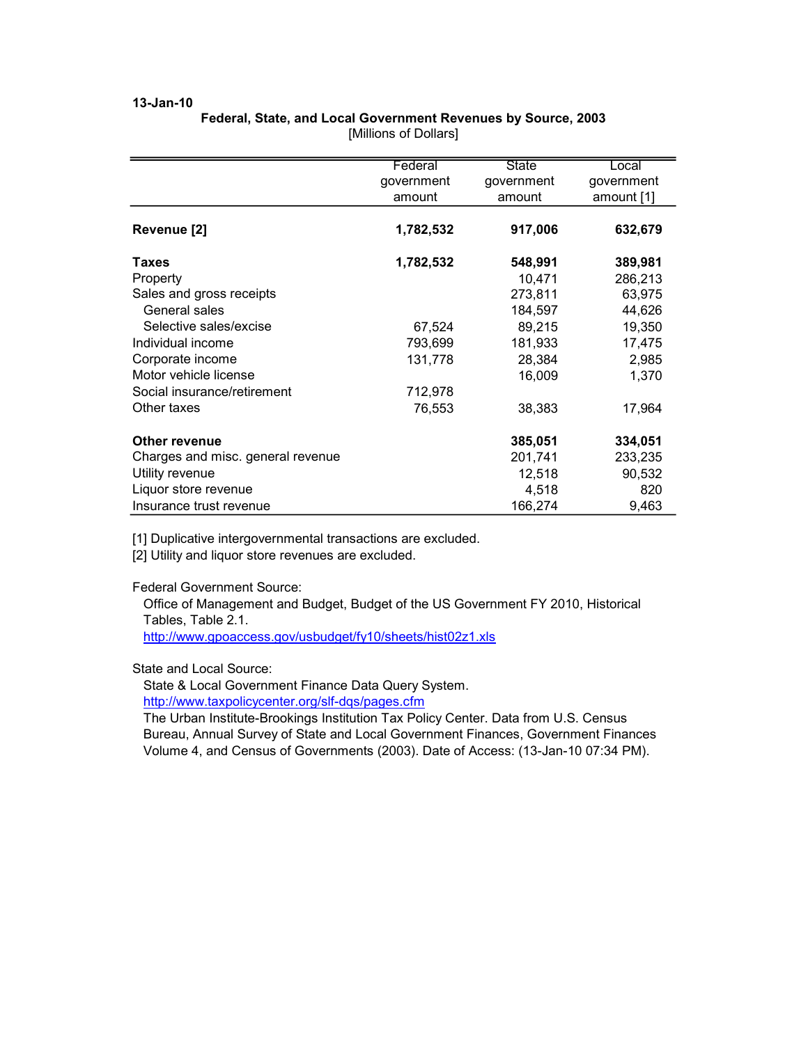13-Jan-10

**Federal, State, and Local Government Revenues by Source, 2003**
[Millions of Dollars]

| | Federal government amount | State government amount | Local government amount [1] |
|---|---|---|---|
| **Revenue [2]** | **1,782,532** | **917,006** | **632,679** |
| **Taxes** | **1,782,532** | **548,991** | **389,981** |
| Property | | 10,471 | 286,213 |
| Sales and gross receipts | | 273,811 | 63,975 |
| General sales | | 184,597 | 44,626 |
| Selective sales/excise | 67,524 | 89,215 | 19,350 |
| Individual income | 793,699 | 181,933 | 17,475 |
| Corporate income | 131,778 | 28,384 | 2,985 |
| Motor vehicle license | | 16,009 | 1,370 |
| Social insurance/retirement | 712,978 | | |
| Other taxes | 76,553 | 38,383 | 17,964 |
| **Other revenue** | | **385,051** | **334,051** |
| Charges and misc. general revenue | | 201,741 | 233,235 |
| Utility revenue | | 12,518 | 90,532 |
| Liquor store revenue | | 4,518 | 820 |
| Insurance trust revenue | | 166,274 | 9,463 |

[1] Duplicative intergovernmental transactions are excluded.
[2] Utility and liquor store revenues are excluded.

Federal Government Source:
Office of Management and Budget, Budget of the US Government FY 2010, Historical Tables, Table 2.1.
http://www.gpoaccess.gov/usbudget/fy10/sheets/hist02z1.xls

State and Local Source:
State & Local Government Finance Data Query System.
http://www.taxpolicycenter.org/slf-dqs/pages.cfm
The Urban Institute-Brookings Institution Tax Policy Center. Data from U.S. Census Bureau, Annual Survey of State and Local Government Finances, Government Finances Volume 4, and Census of Governments (2003). Date of Access: (13-Jan-10 07:34 PM).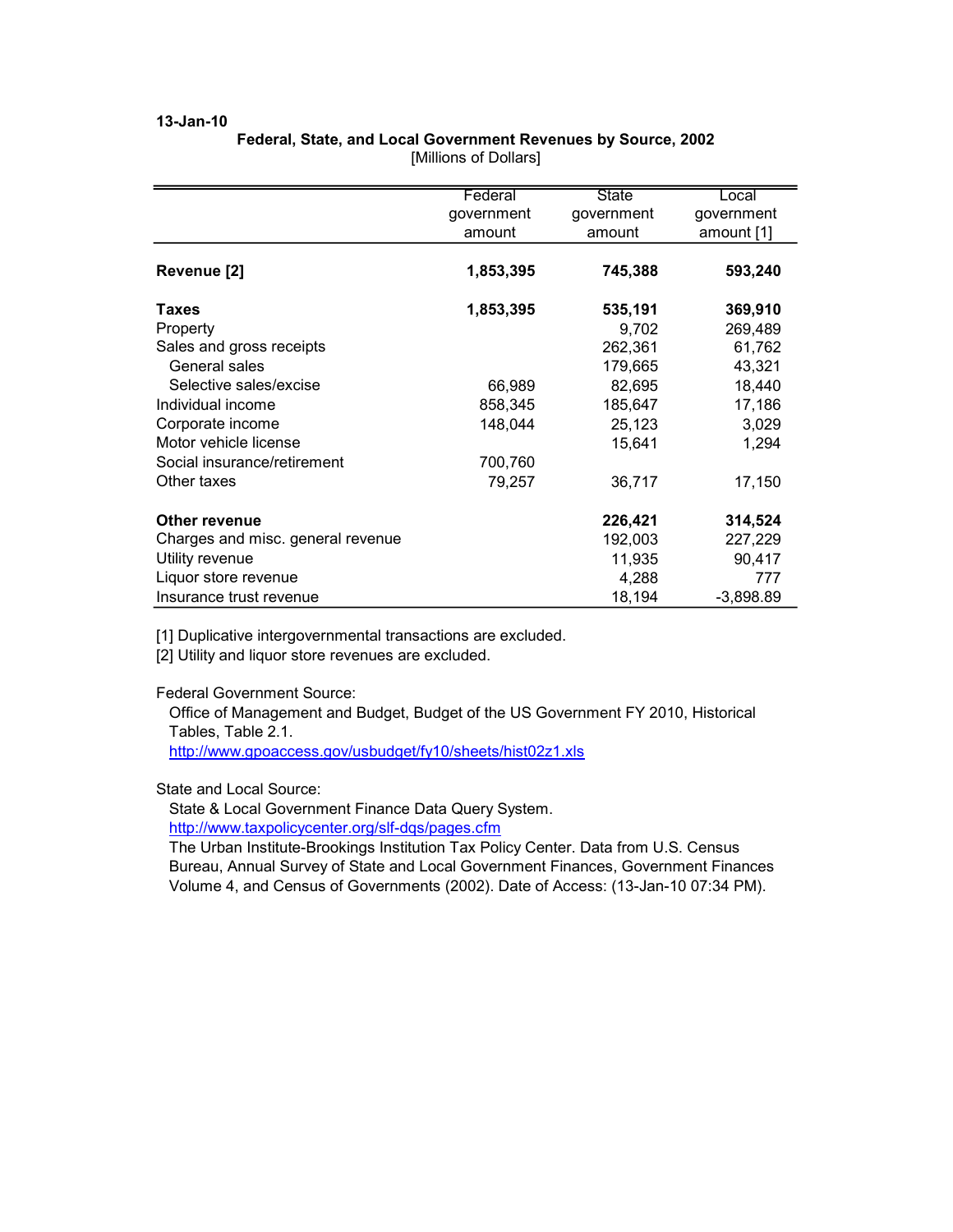**13-Jan-10**

**Federal, State, and Local Government Revenues by Source, 2002**
[Millions of Dollars]

| | Federal government amount | State government amount | Local government amount [1] |
|---|---|---|---|
| **Revenue [2]** | **1,853,395** | **745,388** | **593,240** |
| **Taxes** | **1,853,395** | **535,191** | **369,910** |
| Property | | 9,702 | 269,489 |
| Sales and gross receipts | | 262,361 | 61,762 |
| General sales | | 179,665 | 43,321 |
| Selective sales/excise | 66,989 | 82,695 | 18,440 |
| Individual income | 858,345 | 185,647 | 17,186 |
| Corporate income | 148,044 | 25,123 | 3,029 |
| Motor vehicle license | | 15,641 | 1,294 |
| Social insurance/retirement | 700,760 | | |
| Other taxes | 79,257 | 36,717 | 17,150 |
| **Other revenue** | | **226,421** | **314,524** |
| Charges and misc. general revenue | | 192,003 | 227,229 |
| Utility revenue | | 11,935 | 90,417 |
| Liquor store revenue | | 4,288 | 777 |
| Insurance trust revenue | | 18,194 | -3,898.89 |

[1] Duplicative intergovernmental transactions are excluded.
[2] Utility and liquor store revenues are excluded.

Federal Government Source:
Office of Management and Budget, Budget of the US Government FY 2010, Historical Tables, Table 2.1.
http://www.gpoaccess.gov/usbudget/fy10/sheets/hist02z1.xls

State and Local Source:
State & Local Government Finance Data Query System.
http://www.taxpolicycenter.org/slf-dqs/pages.cfm
The Urban Institute-Brookings Institution Tax Policy Center. Data from U.S. Census Bureau, Annual Survey of State and Local Government Finances, Government Finances Volume 4, and Census of Governments (2002). Date of Access: (13-Jan-10 07:34 PM).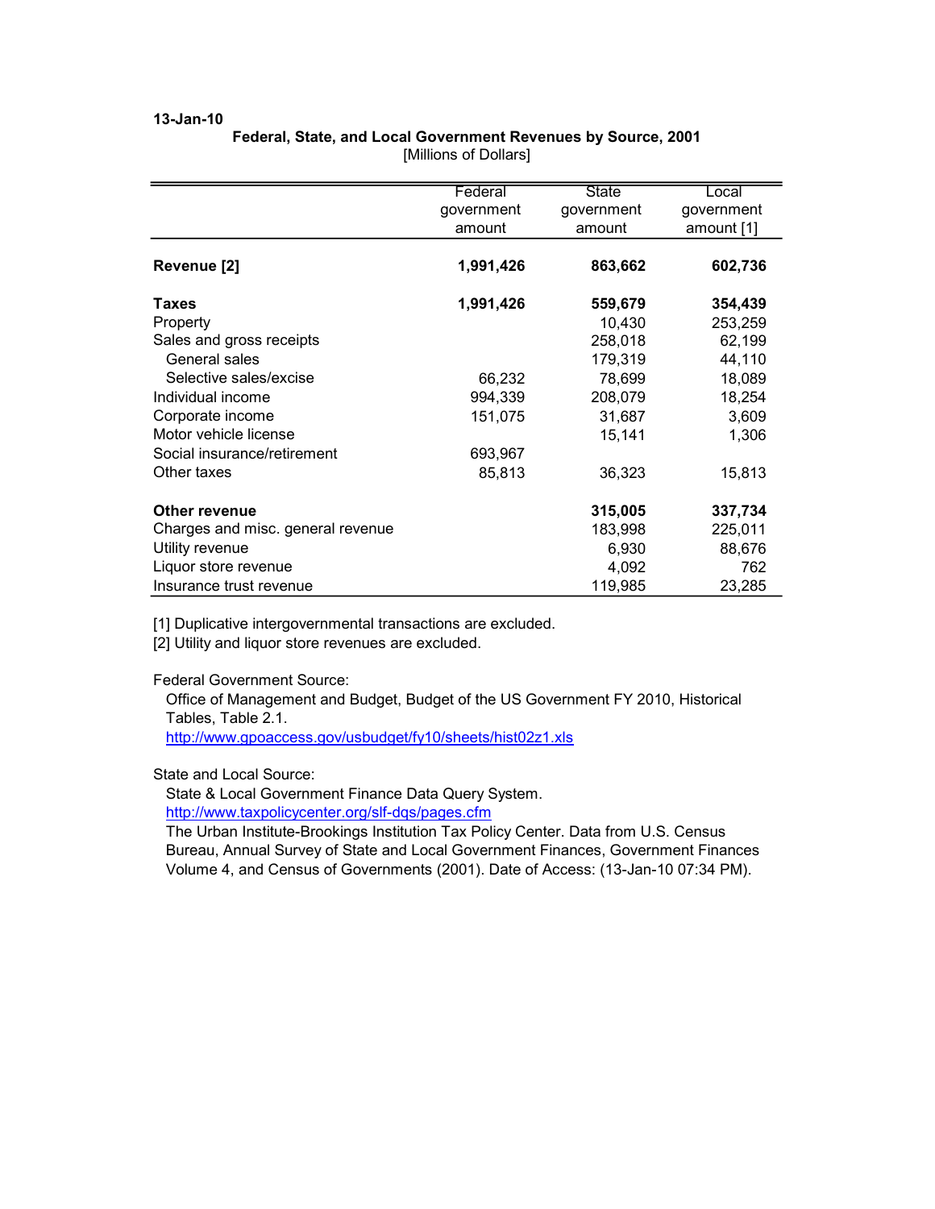13-Jan-10

**Federal, State, and Local Government Revenues by Source, 2001**
[Millions of Dollars]

| | Federal government amount | State government amount | Local government amount [1] |
|---|---|---|---|
| **Revenue [2]** | **1,991,426** | **863,662** | **602,736** |
| **Taxes** | **1,991,426** | **559,679** | **354,439** |
| Property | | 10,430 | 253,259 |
| Sales and gross receipts | | 258,018 | 62,199 |
| General sales | | 179,319 | 44,110 |
| Selective sales/excise | 66,232 | 78,699 | 18,089 |
| Individual income | 994,339 | 208,079 | 18,254 |
| Corporate income | 151,075 | 31,687 | 3,609 |
| Motor vehicle license | | 15,141 | 1,306 |
| Social insurance/retirement | 693,967 | | |
| Other taxes | 85,813 | 36,323 | 15,813 |
| **Other revenue** | | **315,005** | **337,734** |
| Charges and misc. general revenue | | 183,998 | 225,011 |
| Utility revenue | | 6,930 | 88,676 |
| Liquor store revenue | | 4,092 | 762 |
| Insurance trust revenue | | 119,985 | 23,285 |

[1] Duplicative intergovernmental transactions are excluded.
[2] Utility and liquor store revenues are excluded.

Federal Government Source:
Office of Management and Budget, Budget of the US Government FY 2010, Historical Tables, Table 2.1.
http://www.gpoaccess.gov/usbudget/fy10/sheets/hist02z1.xls

State and Local Source:
State & Local Government Finance Data Query System.
http://www.taxpolicycenter.org/slf-dqs/pages.cfm
The Urban Institute-Brookings Institution Tax Policy Center. Data from U.S. Census Bureau, Annual Survey of State and Local Government Finances, Government Finances Volume 4, and Census of Governments (2001). Date of Access: (13-Jan-10 07:34 PM).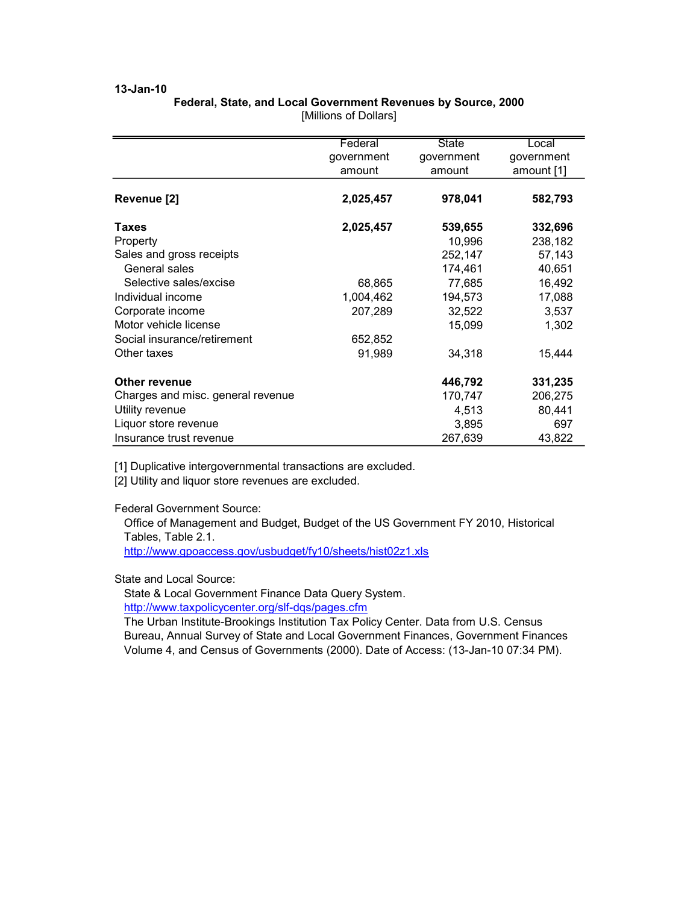13-Jan-10

**Federal, State, and Local Government Revenues by Source, 2000**

[Millions of Dollars]

| | Federal government amount | State government amount | Local government amount [1] |
|---|---|---|---|
| **Revenue [2]** | **2,025,457** | **978,041** | **582,793** |
| **Taxes** | **2,025,457** | **539,655** | **332,696** |
| Property | | 10,996 | 238,182 |
| Sales and gross receipts | | 252,147 | 57,143 |
| General sales | | 174,461 | 40,651 |
| Selective sales/excise | 68,865 | 77,685 | 16,492 |
| Individual income | 1,004,462 | 194,573 | 17,088 |
| Corporate income | 207,289 | 32,522 | 3,537 |
| Motor vehicle license | | 15,099 | 1,302 |
| Social insurance/retirement | 652,852 | | |
| Other taxes | 91,989 | 34,318 | 15,444 |
| **Other revenue** | | **446,792** | **331,235** |
| Charges and misc. general revenue | | 170,747 | 206,275 |
| Utility revenue | | 4,513 | 80,441 |
| Liquor store revenue | | 3,895 | 697 |
| Insurance trust revenue | | 267,639 | 43,822 |

[1] Duplicative intergovernmental transactions are excluded.

[2] Utility and liquor store revenues are excluded.

Federal Government Source:

Office of Management and Budget, Budget of the US Government FY 2010, Historical Tables, Table 2.1.
http://www.gpoaccess.gov/usbudget/fy10/sheets/hist02z1.xls

State and Local Source:

State & Local Government Finance Data Query System.
http://www.taxpolicycenter.org/slf-dqs/pages.cfm
The Urban Institute-Brookings Institution Tax Policy Center. Data from U.S. Census Bureau, Annual Survey of State and Local Government Finances, Government Finances Volume 4, and Census of Governments (2000). Date of Access: (13-Jan-10 07:34 PM).